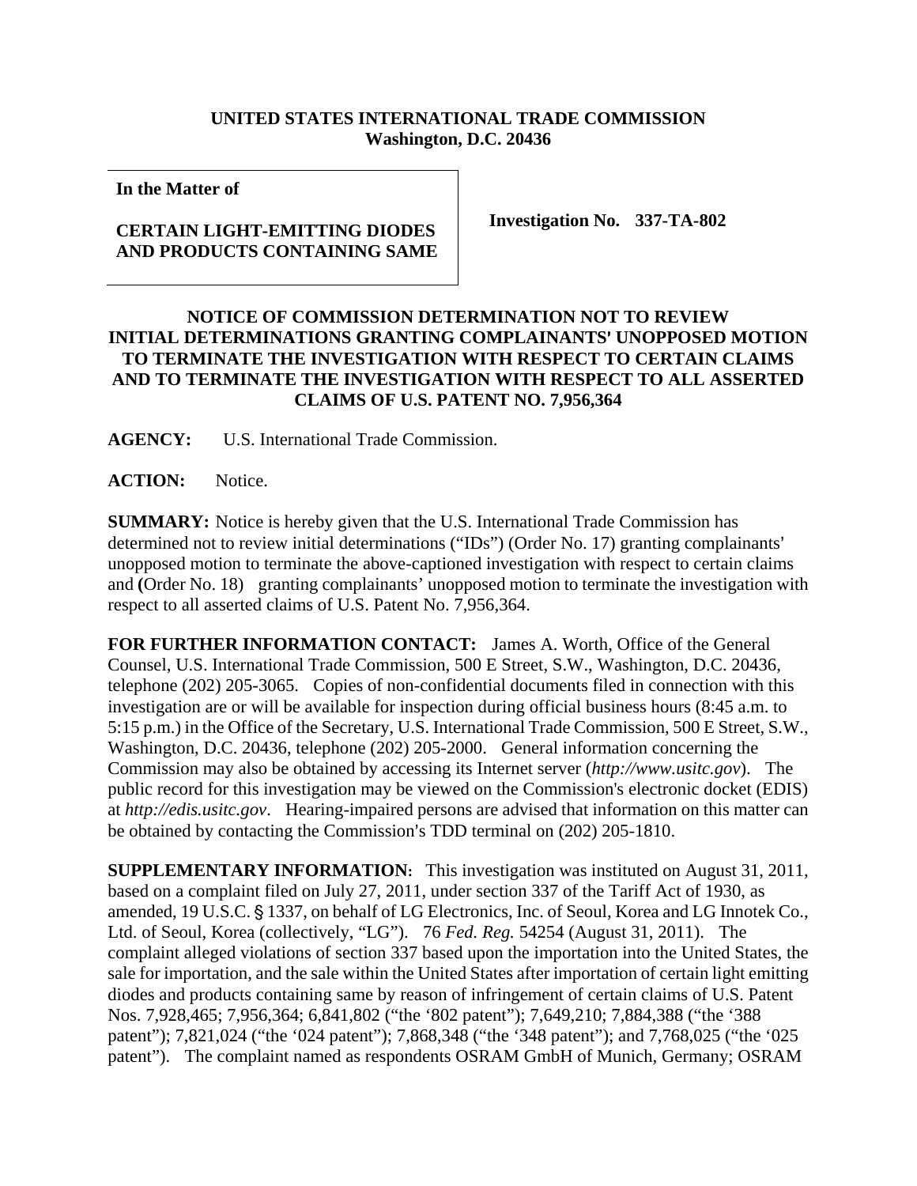**UNITED STATES INTERNATIONAL TRADE COMMISSION**
**Washington, D.C. 20436**

**In the Matter of**

**CERTAIN LIGHT-EMITTING DIODES AND PRODUCTS CONTAINING SAME**

**Investigation No. 337-TA-802**

## NOTICE OF COMMISSION DETERMINATION NOT TO REVIEW INITIAL DETERMINATIONS GRANTING COMPLAINANTS' UNOPPOSED MOTION TO TERMINATE THE INVESTIGATION WITH RESPECT TO CERTAIN CLAIMS AND TO TERMINATE THE INVESTIGATION WITH RESPECT TO ALL ASSERTED CLAIMS OF U.S. PATENT NO. 7,956,364

**AGENCY:** U.S. International Trade Commission.

**ACTION:** Notice.

**SUMMARY:** Notice is hereby given that the U.S. International Trade Commission has determined not to review initial determinations ("IDs") (Order No. 17) granting complainants' unopposed motion to terminate the above-captioned investigation with respect to certain claims and **(**Order No. 18) granting complainants' unopposed motion to terminate the investigation with respect to all asserted claims of U.S. Patent No. 7,956,364.

**FOR FURTHER INFORMATION CONTACT:** James A. Worth, Office of the General Counsel, U.S. International Trade Commission, 500 E Street, S.W., Washington, D.C. 20436, telephone (202) 205-3065. Copies of non-confidential documents filed in connection with this investigation are or will be available for inspection during official business hours (8:45 a.m. to 5:15 p.m.) in the Office of the Secretary, U.S. International Trade Commission, 500 E Street, S.W., Washington, D.C. 20436, telephone (202) 205-2000. General information concerning the Commission may also be obtained by accessing its Internet server (*http://www.usitc.gov*). The public record for this investigation may be viewed on the Commission's electronic docket (EDIS) at *http://edis.usitc.gov*. Hearing-impaired persons are advised that information on this matter can be obtained by contacting the Commission's TDD terminal on (202) 205-1810.

**SUPPLEMENTARY INFORMATION:** This investigation was instituted on August 31, 2011, based on a complaint filed on July 27, 2011, under section 337 of the Tariff Act of 1930, as amended, 19 U.S.C. § 1337, on behalf of LG Electronics, Inc. of Seoul, Korea and LG Innotek Co., Ltd. of Seoul, Korea (collectively, "LG"). 76 *Fed. Reg.* 54254 (August 31, 2011). The complaint alleged violations of section 337 based upon the importation into the United States, the sale for importation, and the sale within the United States after importation of certain light emitting diodes and products containing same by reason of infringement of certain claims of U.S. Patent Nos. 7,928,465; 7,956,364; 6,841,802 ("the '802 patent"); 7,649,210; 7,884,388 ("the '388 patent"); 7,821,024 ("the '024 patent"); 7,868,348 ("the '348 patent"); and 7,768,025 ("the '025 patent"). The complaint named as respondents OSRAM GmbH of Munich, Germany; OSRAM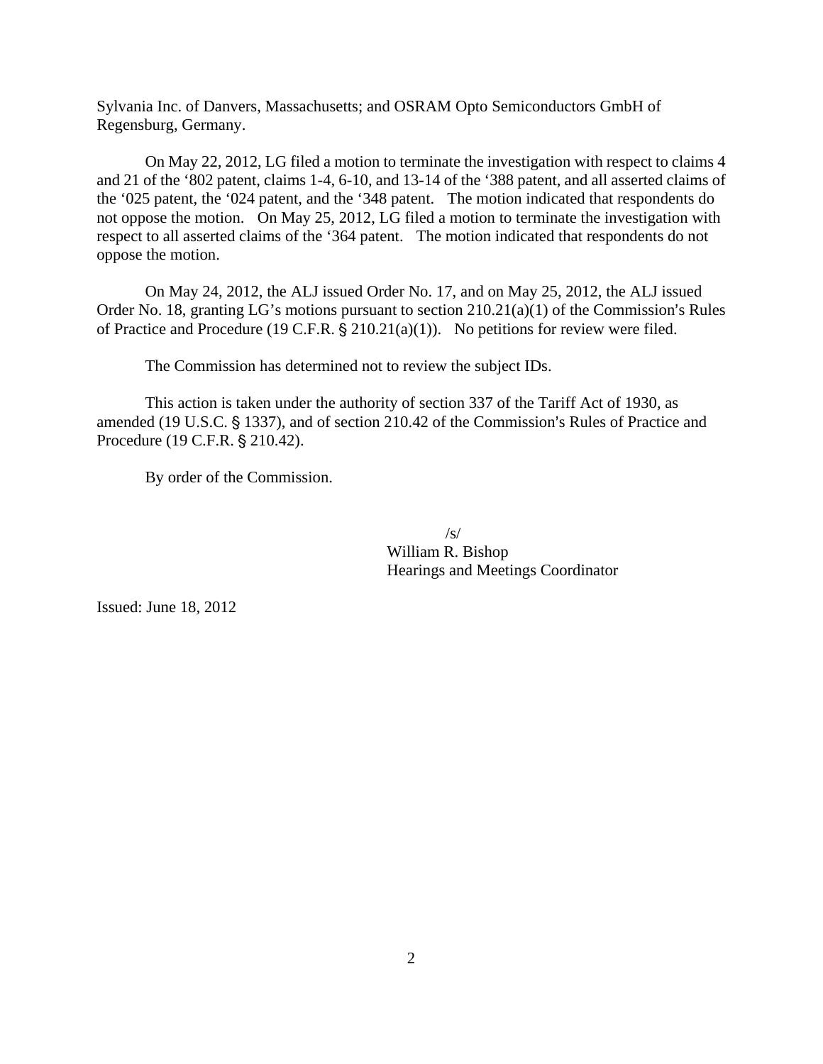Sylvania Inc. of Danvers, Massachusetts; and OSRAM Opto Semiconductors GmbH of Regensburg, Germany.

On May 22, 2012, LG filed a motion to terminate the investigation with respect to claims 4 and 21 of the '802 patent, claims 1-4, 6-10, and 13-14 of the '388 patent, and all asserted claims of the '025 patent, the '024 patent, and the '348 patent. The motion indicated that respondents do not oppose the motion. On May 25, 2012, LG filed a motion to terminate the investigation with respect to all asserted claims of the '364 patent. The motion indicated that respondents do not oppose the motion.

On May 24, 2012, the ALJ issued Order No. 17, and on May 25, 2012, the ALJ issued Order No. 18, granting LG's motions pursuant to section 210.21(a)(1) of the Commission's Rules of Practice and Procedure (19 C.F.R. § 210.21(a)(1)). No petitions for review were filed.

The Commission has determined not to review the subject IDs.

This action is taken under the authority of section 337 of the Tariff Act of 1930, as amended (19 U.S.C. § 1337), and of section 210.42 of the Commission's Rules of Practice and Procedure (19 C.F.R. § 210.42).

By order of the Commission.

/s/
William R. Bishop
Hearings and Meetings Coordinator

Issued: June 18, 2012